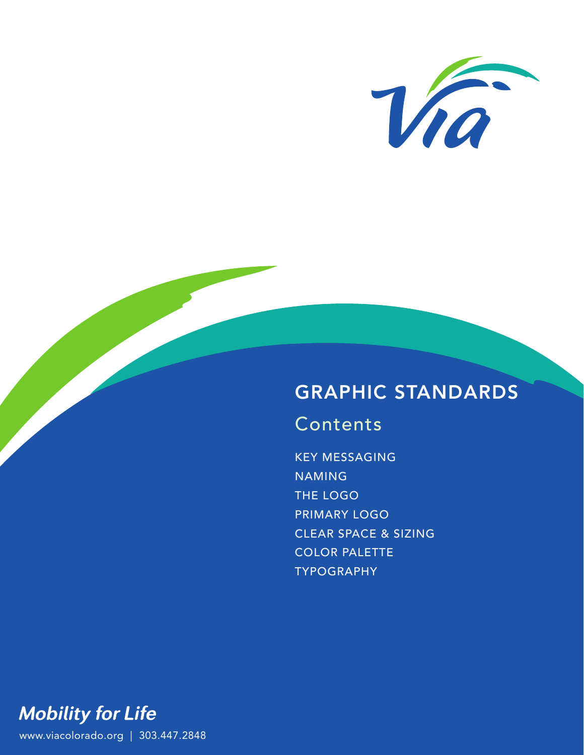# GRAPHIC STANDARDS

## Contents

KEY MESSAGING
NAMING
THE LOGO
PRIMARY LOGO
CLEAR SPACE & SIZING
COLOR PALETTE
TYPOGRAPHY

***Mobility for Life***

www.viacolorado.org | 303.447.2848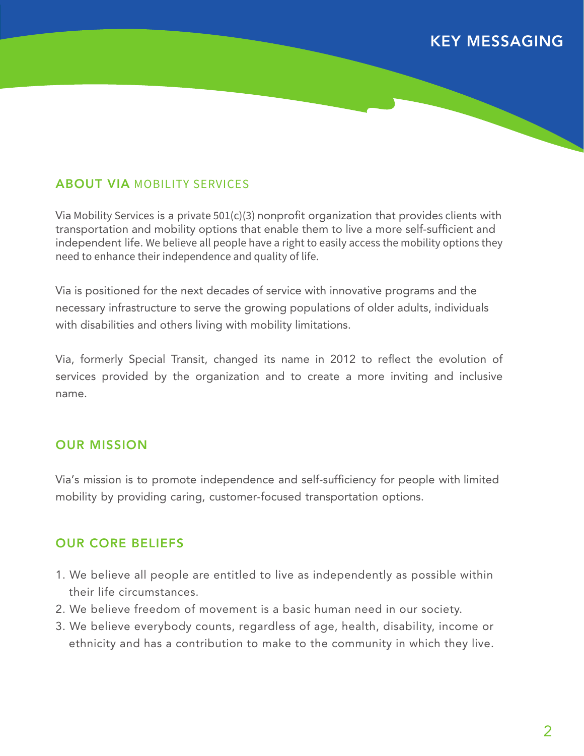# KEY MESSAGING

## ABOUT VIA MOBILITY SERVICES

Via Mobility Services is a private 501(c)(3) nonprofit organization that provides clients with transportation and mobility options that enable them to live a more self-sufficient and independent life. We believe all people have a right to easily access the mobility options they need to enhance their independence and quality of life.

Via is positioned for the next decades of service with innovative programs and the necessary infrastructure to serve the growing populations of older adults, individuals with disabilities and others living with mobility limitations.

Via, formerly Special Transit, changed its name in 2012 to reflect the evolution of services provided by the organization and to create a more inviting and inclusive name.

## OUR MISSION

Via's mission is to promote independence and self-sufficiency for people with limited mobility by providing caring, customer-focused transportation options.

## OUR CORE BELIEFS

1. We believe all people are entitled to live as independently as possible within their life circumstances.
2. We believe freedom of movement is a basic human need in our society.
3. We believe everybody counts, regardless of age, health, disability, income or ethnicity and has a contribution to make to the community in which they live.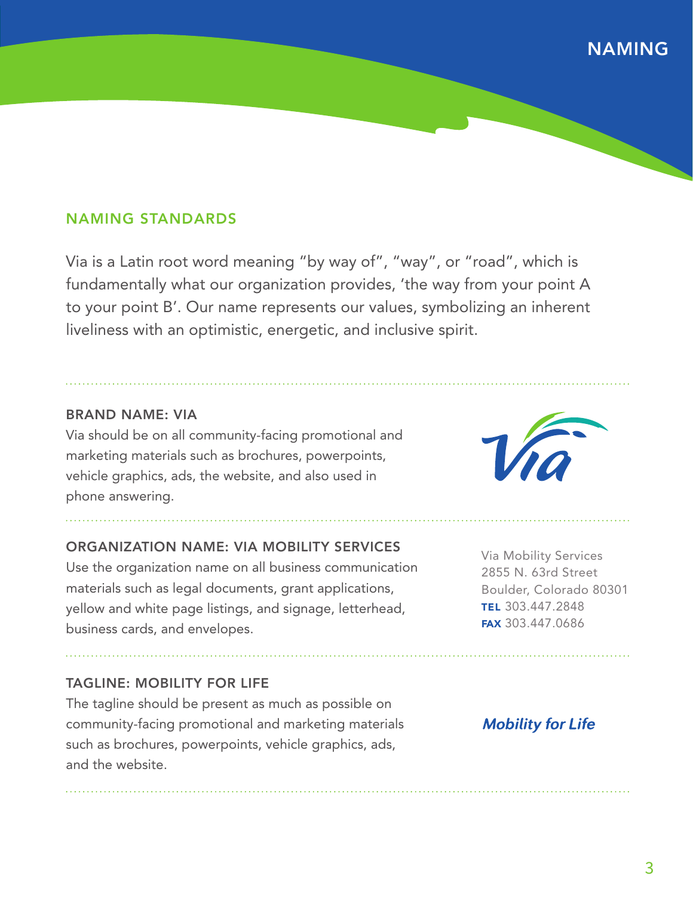# NAMING

## NAMING STANDARDS

Via is a Latin root word meaning "by way of", "way", or "road", which is fundamentally what our organization provides, 'the way from your point A to your point B'. Our name represents our values, symbolizing an inherent liveliness with an optimistic, energetic, and inclusive spirit.

### BRAND NAME: VIA

Via should be on all community-facing promotional and marketing materials such as brochures, powerpoints, vehicle graphics, ads, the website, and also used in phone answering.

### ORGANIZATION NAME: VIA MOBILITY SERVICES

Use the organization name on all business communication materials such as legal documents, grant applications, yellow and white page listings, and signage, letterhead, business cards, and envelopes.

Via Mobility Services
2855 N. 63rd Street
Boulder, Colorado 80301
**TEL** 303.447.2848
**FAX** 303.447.0686

### TAGLINE: MOBILITY FOR LIFE

The tagline should be present as much as possible on community-facing promotional and marketing materials such as brochures, powerpoints, vehicle graphics, ads, and the website.

***Mobility for Life***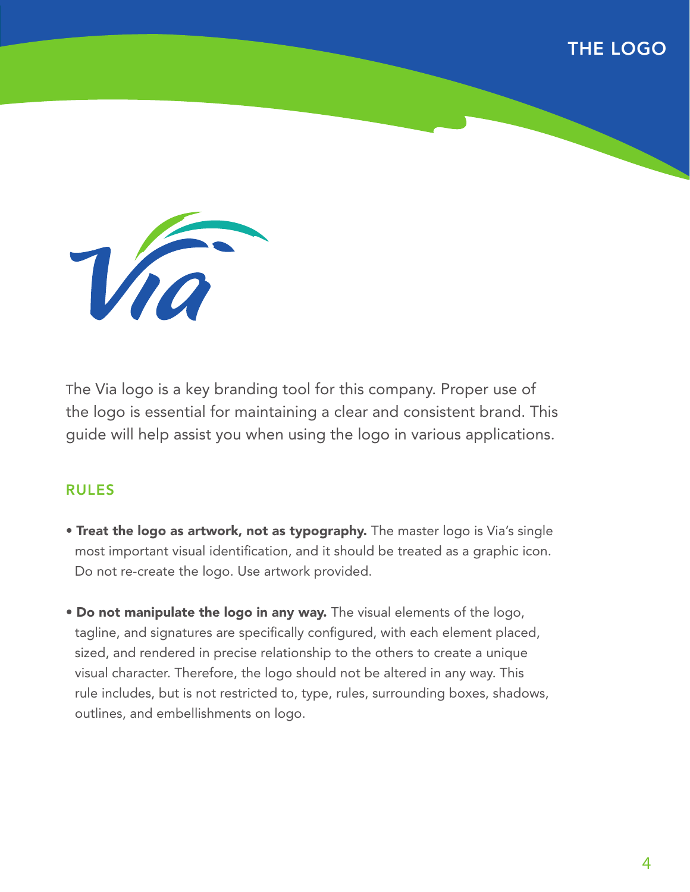# THE LOGO

The Via logo is a key branding tool for this company. Proper use of the logo is essential for maintaining a clear and consistent brand. This guide will help assist you when using the logo in various applications.

## RULES

- **Treat the logo as artwork, not as typography.** The master logo is Via's single most important visual identification, and it should be treated as a graphic icon. Do not re-create the logo. Use artwork provided.

- **Do not manipulate the logo in any way.** The visual elements of the logo, tagline, and signatures are specifically configured, with each element placed, sized, and rendered in precise relationship to the others to create a unique visual character. Therefore, the logo should not be altered in any way. This rule includes, but is not restricted to, type, rules, surrounding boxes, shadows, outlines, and embellishments on logo.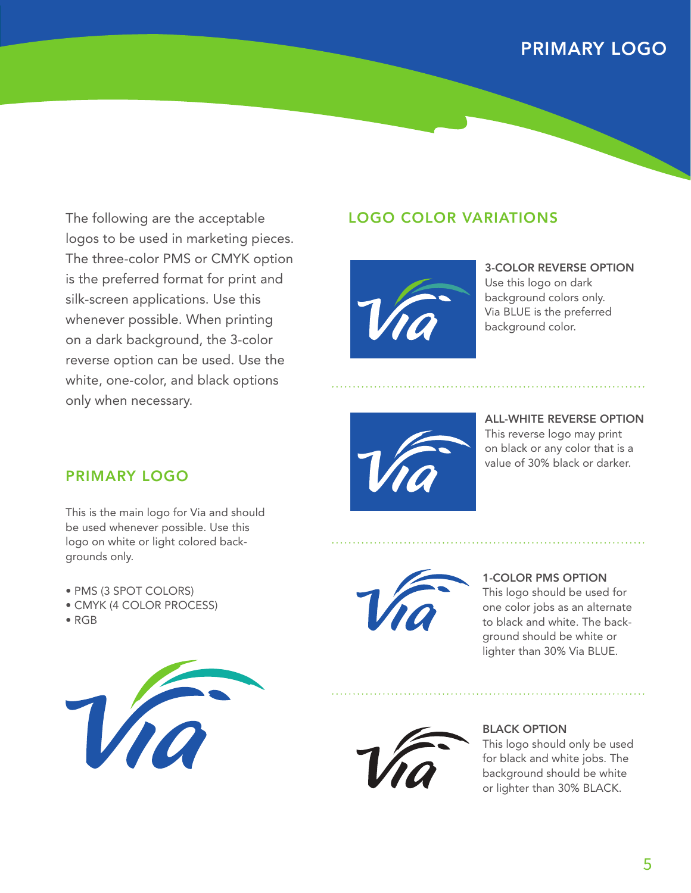# PRIMARY LOGO

The following are the acceptable logos to be used in marketing pieces. The three-color PMS or CMYK option is the preferred format for print and silk-screen applications. Use this whenever possible. When printing on a dark background, the 3-color reverse option can be used. Use the white, one-color, and black options only when necessary.

## PRIMARY LOGO

This is the main logo for Via and should be used whenever possible. Use this logo on white or light colored backgrounds only.

- PMS (3 SPOT COLORS)
- CMYK (4 COLOR PROCESS)
- RGB

## LOGO COLOR VARIATIONS

**3-COLOR REVERSE OPTION**
Use this logo on dark background colors only. Via BLUE is the preferred background color.

**ALL-WHITE REVERSE OPTION**
This reverse logo may print on black or any color that is a value of 30% black or darker.

**1-COLOR PMS OPTION**
This logo should be used for one color jobs as an alternate to black and white. The background should be white or lighter than 30% Via BLUE.

**BLACK OPTION**
This logo should only be used for black and white jobs. The background should be white or lighter than 30% BLACK.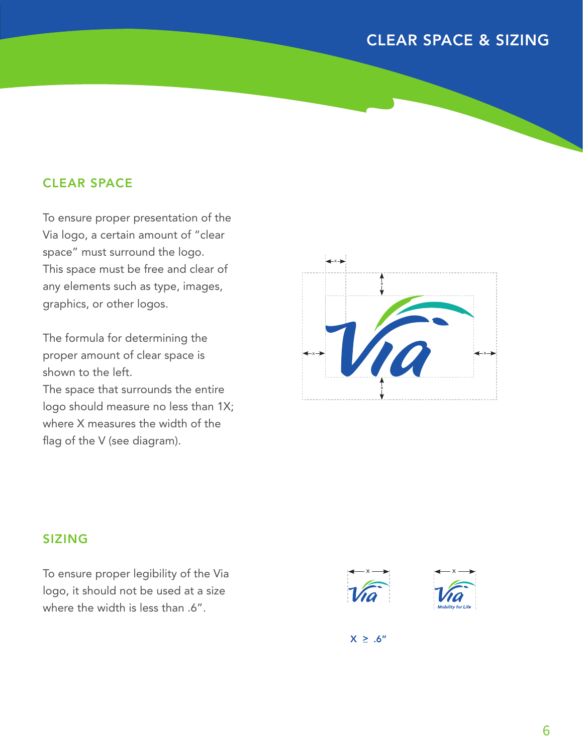# CLEAR SPACE & SIZING

## CLEAR SPACE

To ensure proper presentation of the Via logo, a certain amount of "clear space" must surround the logo. This space must be free and clear of any elements such as type, images, graphics, or other logos.

The formula for determining the proper amount of clear space is shown to the left.
The space that surrounds the entire logo should measure no less than 1X; where X measures the width of the flag of the V (see diagram).

## SIZING

To ensure proper legibility of the Via logo, it should not be used at a size where the width is less than .6".

X ≥ .6"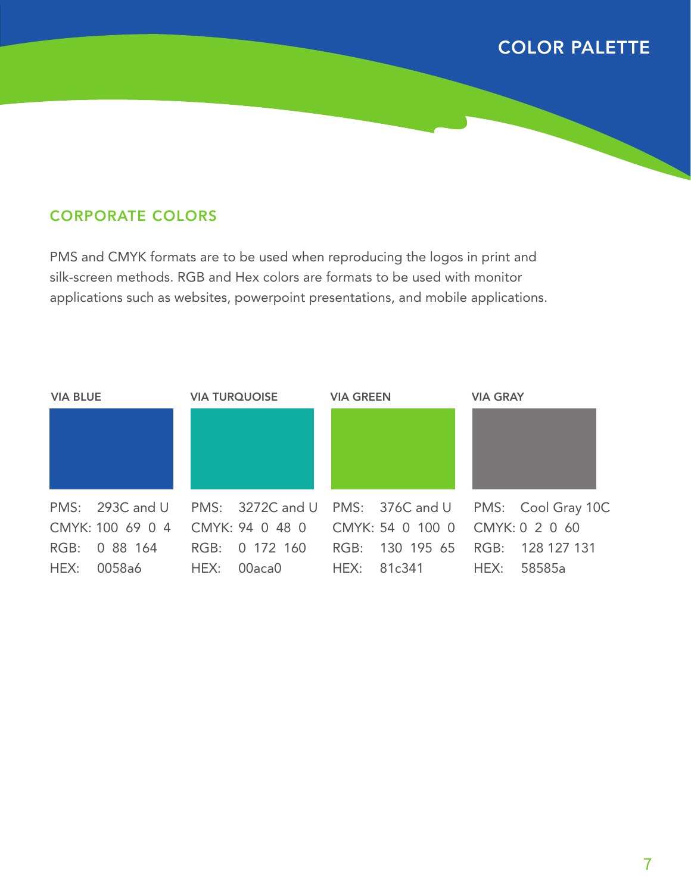# COLOR PALETTE

## CORPORATE COLORS

PMS and CMYK formats are to be used when reproducing the logos in print and silk-screen methods. RGB and Hex colors are formats to be used with monitor applications such as websites, powerpoint presentations, and mobile applications.

| | VIA BLUE | VIA TURQUOISE | VIA GREEN | VIA GRAY |
|---|---|---|---|---|
| PMS: | 293C and U | 3272C and U | 376C and U | Cool Gray 10C |
| CMYK: | 100 69 0 4 | 94 0 48 0 | 54 0 100 0 | 0 2 0 60 |
| RGB: | 0 88 164 | 0 172 160 | 130 195 65 | 128 127 131 |
| HEX: | 0058a6 | 00aca0 | 81c341 | 58585a |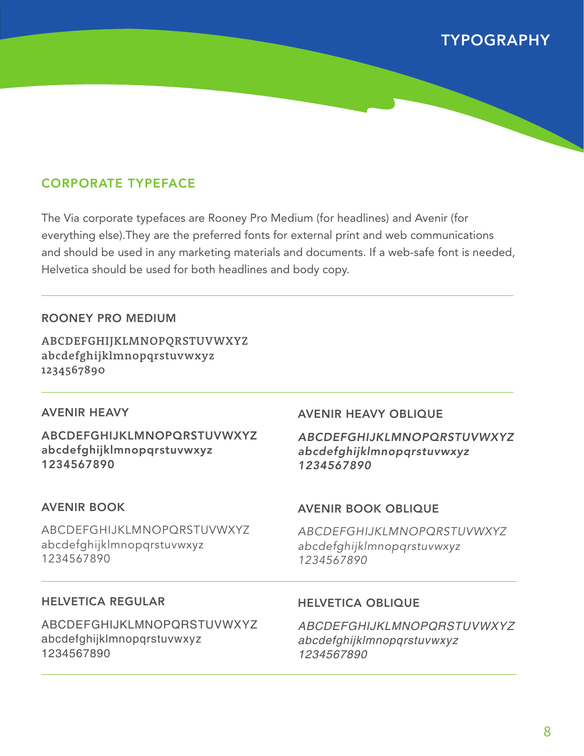# TYPOGRAPHY

## CORPORATE TYPEFACE

The Via corporate typefaces are Rooney Pro Medium (for headlines) and Avenir (for everything else).They are the preferred fonts for external print and web communications and should be used in any marketing materials and documents. If a web-safe font is needed, Helvetica should be used for both headlines and body copy.

### ROONEY PRO MEDIUM

ABCDEFGHIJKLMNOPQRSTUVWXYZ
abcdefghijklmnopqrstuvwxyz
1234567890

### AVENIR HEAVY

**ABCDEFGHIJKLMNOPQRSTUVWXYZ**
**abcdefghijklmnopqrstuvwxyz**
**1234567890**

### AVENIR HEAVY OBLIQUE

***ABCDEFGHIJKLMNOPQRSTUVWXYZ***
***abcdefghijklmnopqrstuvwxyz***
***1234567890***

### AVENIR BOOK

ABCDEFGHIJKLMNOPQRSTUVWXYZ
abcdefghijklmnopqrstuvwxyz
1234567890

### AVENIR BOOK OBLIQUE

*ABCDEFGHIJKLMNOPQRSTUVWXYZ*
*abcdefghijklmnopqrstuvwxyz*
*1234567890*

### HELVETICA REGULAR

ABCDEFGHIJKLMNOPQRSTUVWXYZ
abcdefghijklmnopqrstuvwxyz
1234567890

### HELVETICA OBLIQUE

*ABCDEFGHIJKLMNOPQRSTUVWXYZ*
*abcdefghijklmnopqrstuvwxyz*
*1234567890*